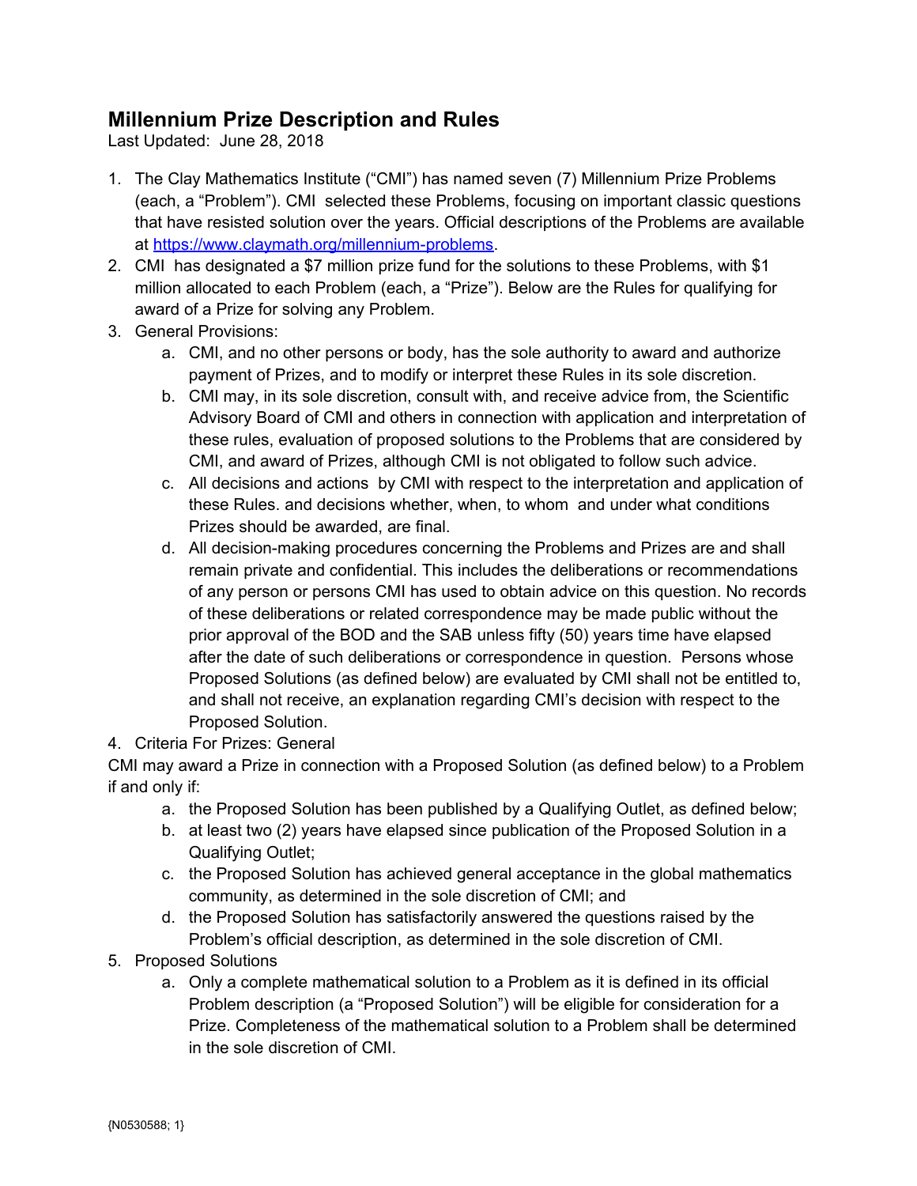# Millennium Prize Description and Rules

Last Updated: June 28, 2018

1. The Clay Mathematics Institute ("CMI") has named seven (7) Millennium Prize Problems (each, a "Problem"). CMI selected these Problems, focusing on important classic questions that have resisted solution over the years. Official descriptions of the Problems are available at [https://www.claymath.org/millennium-problems](https://www.claymath.org/millennium-problems).
2. CMI has designated a $7 million prize fund for the solutions to these Problems, with $1 million allocated to each Problem (each, a "Prize"). Below are the Rules for qualifying for award of a Prize for solving any Problem.
3. General Provisions:
   a. CMI, and no other persons or body, has the sole authority to award and authorize payment of Prizes, and to modify or interpret these Rules in its sole discretion.
   b. CMI may, in its sole discretion, consult with, and receive advice from, the Scientific Advisory Board of CMI and others in connection with application and interpretation of these rules, evaluation of proposed solutions to the Problems that are considered by CMI, and award of Prizes, although CMI is not obligated to follow such advice.
   c. All decisions and actions by CMI with respect to the interpretation and application of these Rules. and decisions whether, when, to whom and under what conditions Prizes should be awarded, are final.
   d. All decision-making procedures concerning the Problems and Prizes are and shall remain private and confidential. This includes the deliberations or recommendations of any person or persons CMI has used to obtain advice on this question. No records of these deliberations or related correspondence may be made public without the prior approval of the BOD and the SAB unless fifty (50) years time have elapsed after the date of such deliberations or correspondence in question. Persons whose Proposed Solutions (as defined below) are evaluated by CMI shall not be entitled to, and shall not receive, an explanation regarding CMI's decision with respect to the Proposed Solution.
4. Criteria For Prizes: General

CMI may award a Prize in connection with a Proposed Solution (as defined below) to a Problem if and only if:

   a. the Proposed Solution has been published by a Qualifying Outlet, as defined below;
   b. at least two (2) years have elapsed since publication of the Proposed Solution in a Qualifying Outlet;
   c. the Proposed Solution has achieved general acceptance in the global mathematics community, as determined in the sole discretion of CMI; and
   d. the Proposed Solution has satisfactorily answered the questions raised by the Problem's official description, as determined in the sole discretion of CMI.
5. Proposed Solutions
   a. Only a complete mathematical solution to a Problem as it is defined in its official Problem description (a "Proposed Solution") will be eligible for consideration for a Prize. Completeness of the mathematical solution to a Problem shall be determined in the sole discretion of CMI.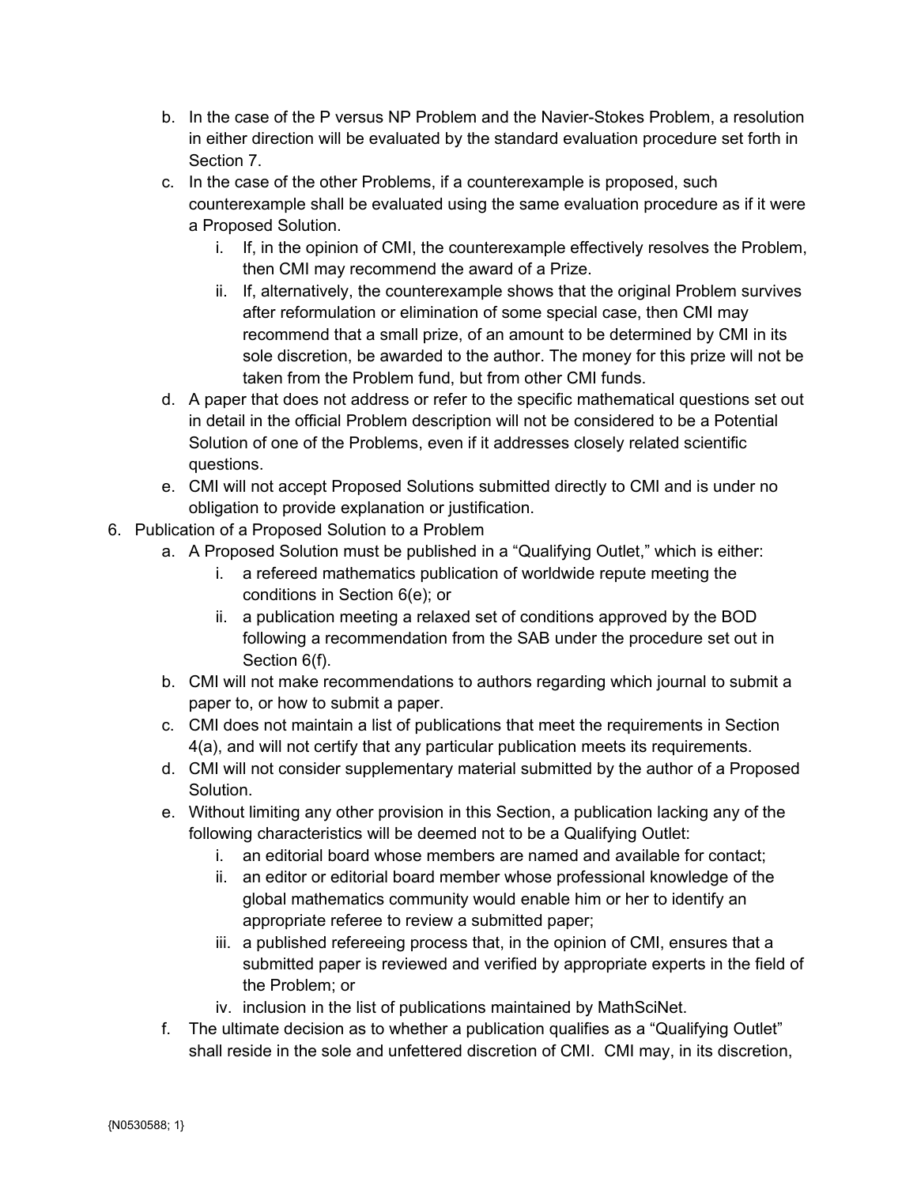b. In the case of the P versus NP Problem and the Navier-Stokes Problem, a resolution in either direction will be evaluated by the standard evaluation procedure set forth in Section 7.

c. In the case of the other Problems, if a counterexample is proposed, such counterexample shall be evaluated using the same evaluation procedure as if it were a Proposed Solution.

   i. If, in the opinion of CMI, the counterexample effectively resolves the Problem, then CMI may recommend the award of a Prize.

   ii. If, alternatively, the counterexample shows that the original Problem survives after reformulation or elimination of some special case, then CMI may recommend that a small prize, of an amount to be determined by CMI in its sole discretion, be awarded to the author. The money for this prize will not be taken from the Problem fund, but from other CMI funds.

d. A paper that does not address or refer to the specific mathematical questions set out in detail in the official Problem description will not be considered to be a Potential Solution of one of the Problems, even if it addresses closely related scientific questions.

e. CMI will not accept Proposed Solutions submitted directly to CMI and is under no obligation to provide explanation or justification.

6. Publication of a Proposed Solution to a Problem

   a. A Proposed Solution must be published in a "Qualifying Outlet," which is either:

      i. a refereed mathematics publication of worldwide repute meeting the conditions in Section 6(e); or

      ii. a publication meeting a relaxed set of conditions approved by the BOD following a recommendation from the SAB under the procedure set out in Section 6(f).

   b. CMI will not make recommendations to authors regarding which journal to submit a paper to, or how to submit a paper.

   c. CMI does not maintain a list of publications that meet the requirements in Section 4(a), and will not certify that any particular publication meets its requirements.

   d. CMI will not consider supplementary material submitted by the author of a Proposed Solution.

   e. Without limiting any other provision in this Section, a publication lacking any of the following characteristics will be deemed not to be a Qualifying Outlet:

      i. an editorial board whose members are named and available for contact;

      ii. an editor or editorial board member whose professional knowledge of the global mathematics community would enable him or her to identify an appropriate referee to review a submitted paper;

      iii. a published refereeing process that, in the opinion of CMI, ensures that a submitted paper is reviewed and verified by appropriate experts in the field of the Problem; or

      iv. inclusion in the list of publications maintained by MathSciNet.

   f. The ultimate decision as to whether a publication qualifies as a "Qualifying Outlet" shall reside in the sole and unfettered discretion of CMI. CMI may, in its discretion,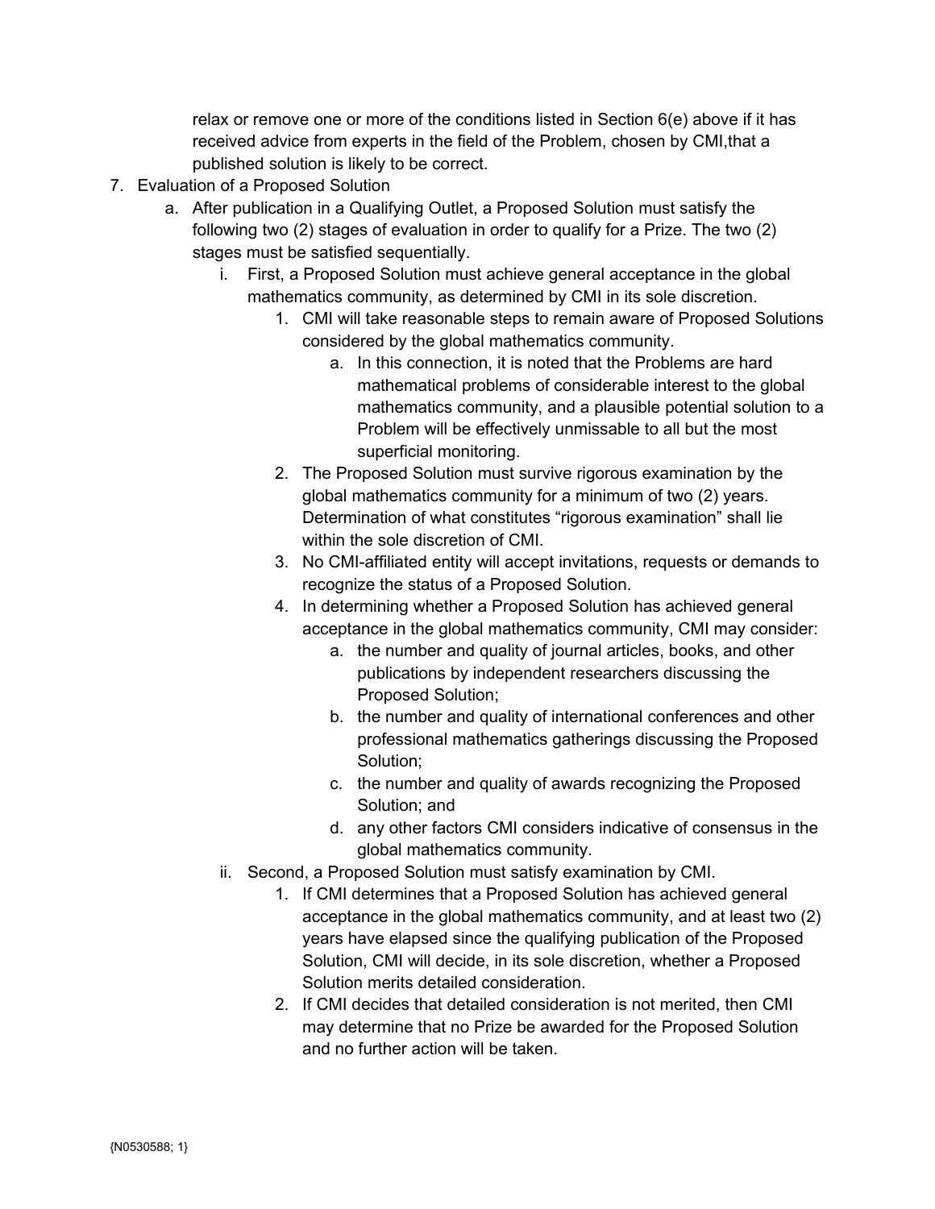relax or remove one or more of the conditions listed in Section 6(e) above if it has received advice from experts in the field of the Problem, chosen by CMI,that a published solution is likely to be correct.

7. Evaluation of a Proposed Solution
    a. After publication in a Qualifying Outlet, a Proposed Solution must satisfy the following two (2) stages of evaluation in order to qualify for a Prize. The two (2) stages must be satisfied sequentially.
        i. First, a Proposed Solution must achieve general acceptance in the global mathematics community, as determined by CMI in its sole discretion.
            1. CMI will take reasonable steps to remain aware of Proposed Solutions considered by the global mathematics community.
                a. In this connection, it is noted that the Problems are hard mathematical problems of considerable interest to the global mathematics community, and a plausible potential solution to a Problem will be effectively unmissable to all but the most superficial monitoring.
            2. The Proposed Solution must survive rigorous examination by the global mathematics community for a minimum of two (2) years. Determination of what constitutes "rigorous examination" shall lie within the sole discretion of CMI.
            3. No CMI-affiliated entity will accept invitations, requests or demands to recognize the status of a Proposed Solution.
            4. In determining whether a Proposed Solution has achieved general acceptance in the global mathematics community, CMI may consider:
                a. the number and quality of journal articles, books, and other publications by independent researchers discussing the Proposed Solution;
                b. the number and quality of international conferences and other professional mathematics gatherings discussing the Proposed Solution;
                c. the number and quality of awards recognizing the Proposed Solution; and
                d. any other factors CMI considers indicative of consensus in the global mathematics community.
        ii. Second, a Proposed Solution must satisfy examination by CMI.
            1. If CMI determines that a Proposed Solution has achieved general acceptance in the global mathematics community, and at least two (2) years have elapsed since the qualifying publication of the Proposed Solution, CMI will decide, in its sole discretion, whether a Proposed Solution merits detailed consideration.
            2. If CMI decides that detailed consideration is not merited, then CMI may determine that no Prize be awarded for the Proposed Solution and no further action will be taken.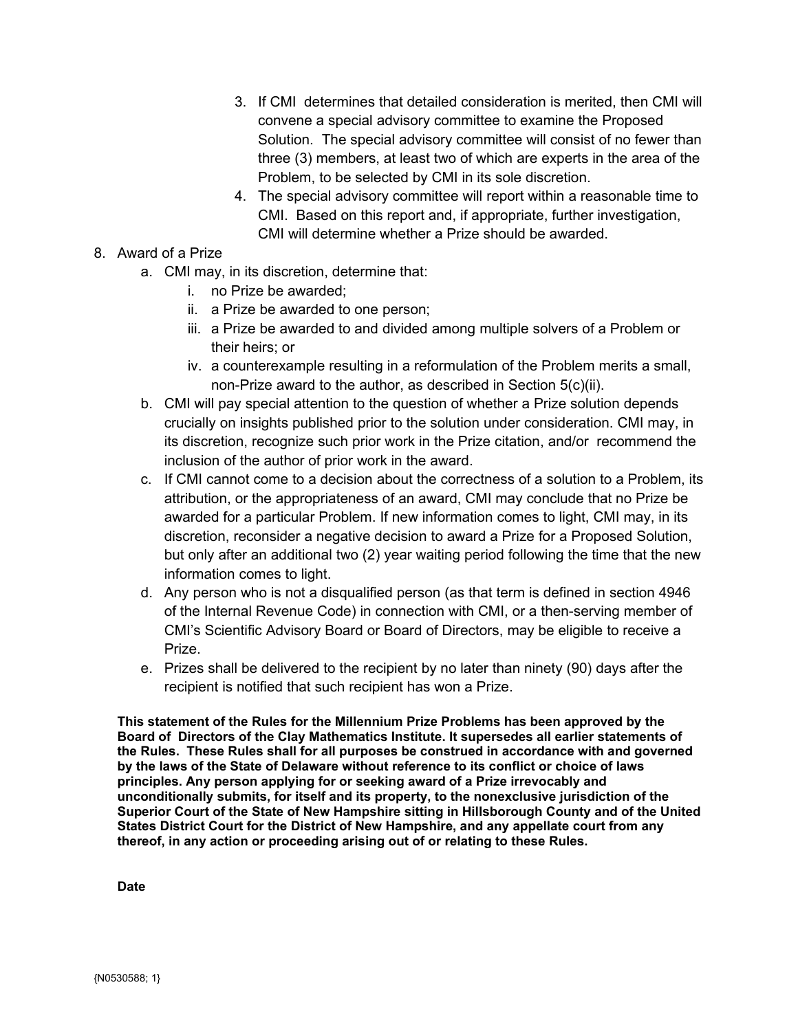3. If CMI determines that detailed consideration is merited, then CMI will convene a special advisory committee to examine the Proposed Solution. The special advisory committee will consist of no fewer than three (3) members, at least two of which are experts in the area of the Problem, to be selected by CMI in its sole discretion.
4. The special advisory committee will report within a reasonable time to CMI. Based on this report and, if appropriate, further investigation, CMI will determine whether a Prize should be awarded.

8. Award of a Prize
   a. CMI may, in its discretion, determine that:
      i. no Prize be awarded;
      ii. a Prize be awarded to one person;
      iii. a Prize be awarded to and divided among multiple solvers of a Problem or their heirs; or
      iv. a counterexample resulting in a reformulation of the Problem merits a small, non-Prize award to the author, as described in Section 5(c)(ii).
   b. CMI will pay special attention to the question of whether a Prize solution depends crucially on insights published prior to the solution under consideration. CMI may, in its discretion, recognize such prior work in the Prize citation, and/or recommend the inclusion of the author of prior work in the award.
   c. If CMI cannot come to a decision about the correctness of a solution to a Problem, its attribution, or the appropriateness of an award, CMI may conclude that no Prize be awarded for a particular Problem. If new information comes to light, CMI may, in its discretion, reconsider a negative decision to award a Prize for a Proposed Solution, but only after an additional two (2) year waiting period following the time that the new information comes to light.
   d. Any person who is not a disqualified person (as that term is defined in section 4946 of the Internal Revenue Code) in connection with CMI, or a then-serving member of CMI's Scientific Advisory Board or Board of Directors, may be eligible to receive a Prize.
   e. Prizes shall be delivered to the recipient by no later than ninety (90) days after the recipient is notified that such recipient has won a Prize.

**This statement of the Rules for the Millennium Prize Problems has been approved by the Board of Directors of the Clay Mathematics Institute. It supersedes all earlier statements of the Rules. These Rules shall for all purposes be construed in accordance with and governed by the laws of the State of Delaware without reference to its conflict or choice of laws principles. Any person applying for or seeking award of a Prize irrevocably and unconditionally submits, for itself and its property, to the nonexclusive jurisdiction of the Superior Court of the State of New Hampshire sitting in Hillsborough County and of the United States District Court for the District of New Hampshire, and any appellate court from any thereof, in any action or proceeding arising out of or relating to these Rules.**

**Date**

{N0530588; 1}